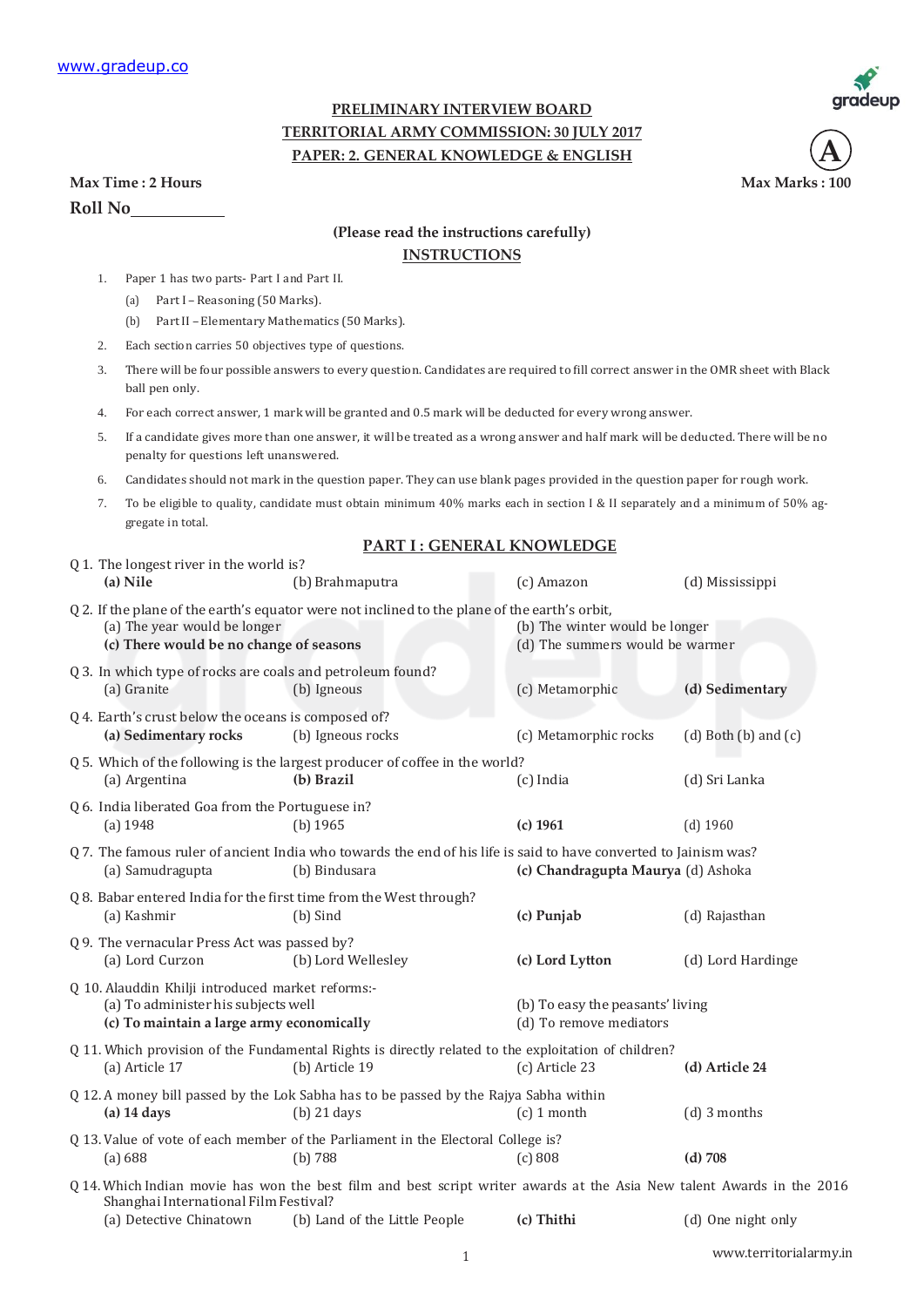### PRELIMINARY INTERVIEW BOARD
### TERRITORIAL ARMY COMMISSION: 30 JULY 2017
### PAPER: 2. GENERAL KNOWLEDGE & ENGLISH

**(A)**

**Max Time : 2 Hours** **Max Marks : 100**

**Roll No**\_\_\_\_\_\_\_\_\_\_\_

**(Please read the instructions carefully)**

**INSTRUCTIONS**

1. Paper 1 has two parts- Part I and Part II.
   - (a) Part I – Reasoning (50 Marks).
   - (b) Part II – Elementary Mathematics (50 Marks).
2. Each section carries 50 objectives type of questions.
3. There will be four possible answers to every question. Candidates are required to fill correct answer in the OMR sheet with Black ball pen only.
4. For each correct answer, 1 mark will be granted and 0.5 mark will be deducted for every wrong answer.
5. If a candidate gives more than one answer, it will be treated as a wrong answer and half mark will be deducted. There will be no penalty for questions left unanswered.
6. Candidates should not mark in the question paper. They can use blank pages provided in the question paper for rough work.
7. To be eligible to quality, candidate must obtain minimum 40% marks each in section I & II separately and a minimum of 50% aggregate in total.

## PART I : GENERAL KNOWLEDGE

Q 1. The longest river in the world is?
**(a) Nile** (b) Brahmaputra (c) Amazon (d) Mississippi

Q 2. If the plane of the earth's equator were not inclined to the plane of the earth's orbit,
(a) The year would be longer
(b) The winter would be longer
**(c) There would be no change of seasons**
(d) The summers would be warmer

Q 3. In which type of rocks are coals and petroleum found?
(a) Granite (b) Igneous (c) Metamorphic **(d) Sedimentary**

Q 4. Earth's crust below the oceans is composed of?
**(a) Sedimentary rocks** (b) Igneous rocks (c) Metamorphic rocks (d) Both (b) and (c)

Q 5. Which of the following is the largest producer of coffee in the world?
(a) Argentina **(b) Brazil** (c) India (d) Sri Lanka

Q 6. India liberated Goa from the Portuguese in?
(a) 1948 (b) 1965 **(c) 1961** (d) 1960

Q 7. The famous ruler of ancient India who towards the end of his life is said to have converted to Jainism was?
(a) Samudragupta (b) Bindusara **(c) Chandragupta Maurya** (d) Ashoka

Q 8. Babar entered India for the first time from the West through?
(a) Kashmir (b) Sind **(c) Punjab** (d) Rajasthan

Q 9. The vernacular Press Act was passed by?
(a) Lord Curzon (b) Lord Wellesley **(c) Lord Lytton** (d) Lord Hardinge

Q 10. Alauddin Khilji introduced market reforms:-
(a) To administer his subjects well
(b) To easy the peasants' living
**(c) To maintain a large army economically**
(d) To remove mediators

Q 11. Which provision of the Fundamental Rights is directly related to the exploitation of children?
(a) Article 17 (b) Article 19 (c) Article 23 **(d) Article 24**

Q 12. A money bill passed by the Lok Sabha has to be passed by the Rajya Sabha within
**(a) 14 days** (b) 21 days (c) 1 month (d) 3 months

Q 13. Value of vote of each member of the Parliament in the Electoral College is?
(a) 688 (b) 788 (c) 808 **(d) 708**

Q 14. Which Indian movie has won the best film and best script writer awards at the Asia New talent Awards in the 2016 Shanghai International Film Festival?
(a) Detective Chinatown (b) Land of the Little People **(c) Thithi** (d) One night only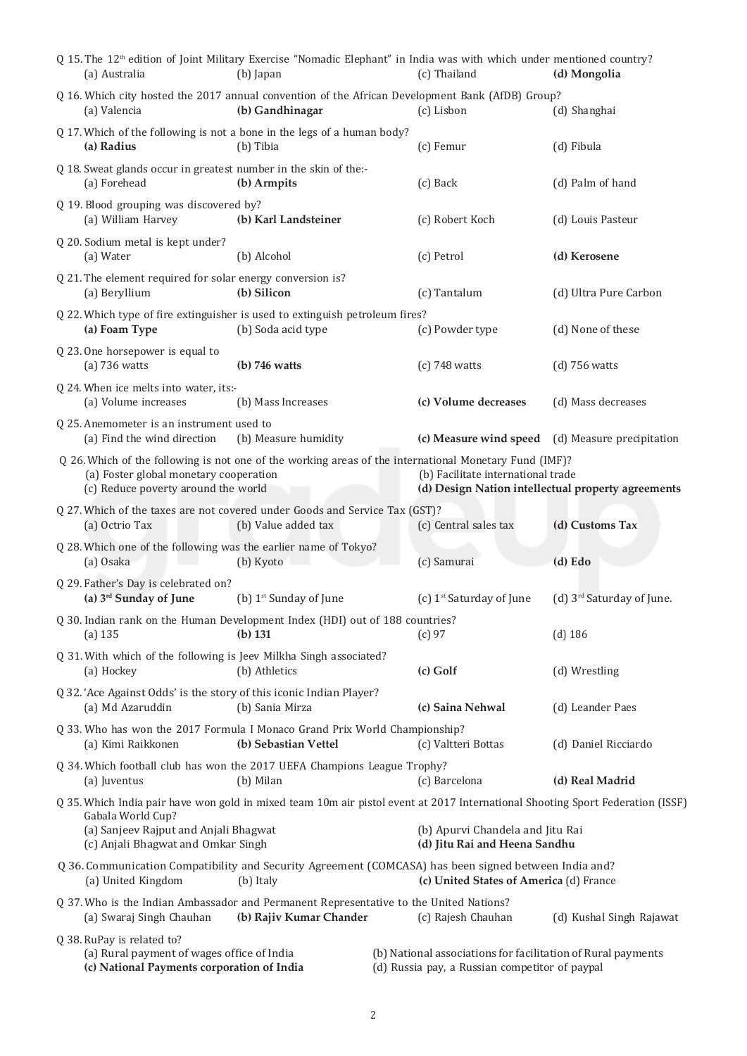Q 15. The 12th edition of Joint Military Exercise "Nomadic Elephant" in India was with which under mentioned country?
(a) Australia (b) Japan (c) Thailand **(d) Mongolia**

Q 16. Which city hosted the 2017 annual convention of the African Development Bank (AfDB) Group?
(a) Valencia **(b) Gandhinagar** (c) Lisbon (d) Shanghai

Q 17. Which of the following is not a bone in the legs of a human body?
**(a) Radius** (b) Tibia (c) Femur (d) Fibula

Q 18. Sweat glands occur in greatest number in the skin of the:-
(a) Forehead **(b) Armpits** (c) Back (d) Palm of hand

Q 19. Blood grouping was discovered by?
(a) William Harvey **(b) Karl Landsteiner** (c) Robert Koch (d) Louis Pasteur

Q 20. Sodium metal is kept under?
(a) Water (b) Alcohol (c) Petrol **(d) Kerosene**

Q 21. The element required for solar energy conversion is?
(a) Beryllium **(b) Silicon** (c) Tantalum (d) Ultra Pure Carbon

Q 22. Which type of fire extinguisher is used to extinguish petroleum fires?
**(a) Foam Type** (b) Soda acid type (c) Powder type (d) None of these

Q 23. One horsepower is equal to
(a) 736 watts **(b) 746 watts** (c) 748 watts (d) 756 watts

Q 24. When ice melts into water, its:-
(a) Volume increases (b) Mass Increases **(c) Volume decreases** (d) Mass decreases

Q 25. Anemometer is an instrument used to
(a) Find the wind direction (b) Measure humidity **(c) Measure wind speed** (d) Measure precipitation

Q 26. Which of the following is not one of the working areas of the international Monetary Fund (IMF)?
(a) Foster global monetary cooperation (b) Facilitate international trade
(c) Reduce poverty around the world **(d) Design Nation intellectual property agreements**

Q 27. Which of the taxes are not covered under Goods and Service Tax (GST)?
(a) Octrio Tax (b) Value added tax (c) Central sales tax **(d) Customs Tax**

Q 28. Which one of the following was the earlier name of Tokyo?
(a) Osaka (b) Kyoto (c) Samurai **(d) Edo**

Q 29. Father's Day is celebrated on?
**(a) 3rd Sunday of June** (b) 1st Sunday of June (c) 1st Saturday of June (d) 3rd Saturday of June.

Q 30. Indian rank on the Human Development Index (HDI) out of 188 countries?
(a) 135 **(b) 131** (c) 97 (d) 186

Q 31. With which of the following is Jeev Milkha Singh associated?
(a) Hockey (b) Athletics **(c) Golf** (d) Wrestling

Q 32. 'Ace Against Odds' is the story of this iconic Indian Player?
(a) Md Azaruddin (b) Sania Mirza **(c) Saina Nehwal** (d) Leander Paes

Q 33. Who has won the 2017 Formula I Monaco Grand Prix World Championship?
(a) Kimi Raikkonen **(b) Sebastian Vettel** (c) Valtteri Bottas (d) Daniel Ricciardo

Q 34. Which football club has won the 2017 UEFA Champions League Trophy?
(a) Juventus (b) Milan (c) Barcelona **(d) Real Madrid**

Q 35. Which India pair have won gold in mixed team 10m air pistol event at 2017 International Shooting Sport Federation (ISSF) Gabala World Cup?
(a) Sanjeev Rajput and Anjali Bhagwat (b) Apurvi Chandela and Jitu Rai
(c) Anjali Bhagwat and Omkar Singh **(d) Jitu Rai and Heena Sandhu**

Q 36. Communication Compatibility and Security Agreement (COMCASA) has been signed between India and?
(a) United Kingdom (b) Italy **(c) United States of America** (d) France

Q 37. Who is the Indian Ambassador and Permanent Representative to the United Nations?
(a) Swaraj Singh Chauhan **(b) Rajiv Kumar Chander** (c) Rajesh Chauhan (d) Kushal Singh Rajawat

Q 38. RuPay is related to?
(a) Rural payment of wages office of India (b) National associations for facilitation of Rural payments
**(c) National Payments corporation of India** (d) Russia pay, a Russian competitor of paypal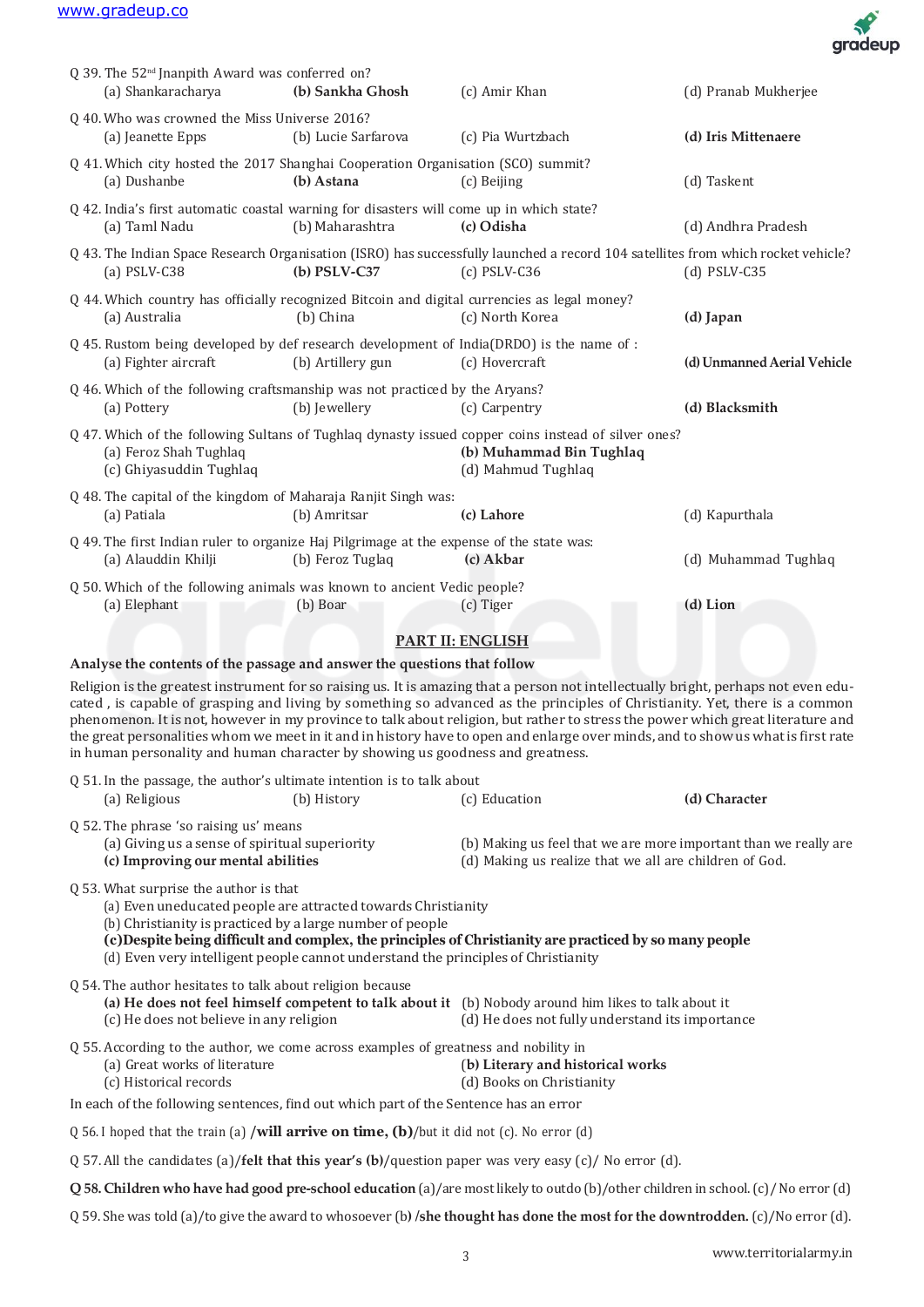Q 39. The 52nd Jnanpith Award was conferred on?
(a) Shankaracharya (b) **Sankha Ghosh** (c) Amir Khan (d) Pranab Mukherjee

Q 40. Who was crowned the Miss Universe 2016?
(a) Jeanette Epps (b) Lucie Sarfarova (c) Pia Wurtzbach (d) **Iris Mittenaere**

Q 41. Which city hosted the 2017 Shanghai Cooperation Organisation (SCO) summit?
(a) Dushanbe (b) **Astana** (c) Beijing (d) Taskent

Q 42. India's first automatic coastal warning for disasters will come up in which state?
(a) Taml Nadu (b) Maharashtra (c) **Odisha** (d) Andhra Pradesh

Q 43. The Indian Space Research Organisation (ISRO) has successfully launched a record 104 satellites from which rocket vehicle?
(a) PSLV-C38 (b) **PSLV-C37** (c) PSLV-C36 (d) PSLV-C35

Q 44. Which country has officially recognized Bitcoin and digital currencies as legal money?
(a) Australia (b) China (c) North Korea (d) **Japan**

Q 45. Rustom being developed by def research development of India(DRDO) is the name of :
(a) Fighter aircraft (b) Artillery gun (c) Hovercraft (d) **Unmanned Aerial Vehicle**

Q 46. Which of the following craftsmanship was not practiced by the Aryans?
(a) Pottery (b) Jewellery (c) Carpentry (d) **Blacksmith**

Q 47. Which of the following Sultans of Tughlaq dynasty issued copper coins instead of silver ones?
(a) Feroz Shah Tughlaq (b) **Muhammad Bin Tughlaq**
(c) Ghiyasuddin Tughlaq (d) Mahmud Tughlaq

Q 48. The capital of the kingdom of Maharaja Ranjit Singh was:
(a) Patiala (b) Amritsar (c) **Lahore** (d) Kapurthala

Q 49. The first Indian ruler to organize Haj Pilgrimage at the expense of the state was:
(a) Alauddin Khilji (b) Feroz Tuglaq (c) **Akbar** (d) Muhammad Tughlaq

Q 50. Which of the following animals was known to ancient Vedic people?
(a) Elephant (b) Boar (c) Tiger (d) **Lion**

## PART II: ENGLISH

**Analyse the contents of the passage and answer the questions that follow**

Religion is the greatest instrument for so raising us. It is amazing that a person not intellectually bright, perhaps not even educated , is capable of grasping and living by something so advanced as the principles of Christianity. Yet, there is a common phenomenon. It is not, however in my province to talk about religion, but rather to stress the power which great literature and the great personalities whom we meet in it and in history have to open and enlarge over minds, and to show us what is first rate in human personality and human character by showing us goodness and greatness.

Q 51. In the passage, the author's ultimate intention is to talk about
(a) Religious (b) History (c) Education (d) **Character**

Q 52. The phrase 'so raising us' means
(a) Giving us a sense of spiritual superiority
(b) Making us feel that we are more important than we really are
(c) **Improving our mental abilities**
(d) Making us realize that we all are children of God.

Q 53. What surprise the author is that
(a) Even uneducated people are attracted towards Christianity
(b) Christianity is practiced by a large number of people
(c) **Despite being difficult and complex, the principles of Christianity are practiced by so many people**
(d) Even very intelligent people cannot understand the principles of Christianity

Q 54. The author hesitates to talk about religion because
(a) **He does not feel himself competent to talk about it**
(b) Nobody around him likes to talk about it
(c) He does not believe in any religion
(d) He does not fully understand its importance

Q 55. According to the author, we come across examples of greatness and nobility in
(a) Great works of literature
(b) **Literary and historical works**
(c) Historical records
(d) Books on Christianity

In each of the following sentences, find out which part of the Sentence has an error

Q 56. I hoped that the train (a) **/will arrive on time, (b)**/but it did not (c). No error (d)

Q 57. All the candidates (a)**/felt that this year's (b)**/question paper was very easy (c)/ No error (d).

**Q 58. Children who have had good pre-school education** (a)/are most likely to outdo (b)/other children in school. (c)/ No error (d)

Q 59. She was told (a)/to give the award to whosoever (b) **/she thought has done the most for the downtrodden.** (c)/No error (d).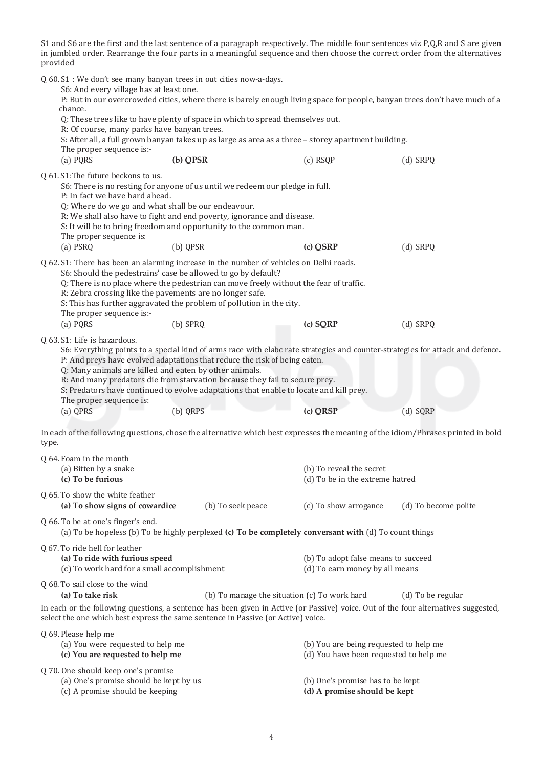S1 and S6 are the first and the last sentence of a paragraph respectively. The middle four sentences viz P,Q,R and S are given in jumbled order. Rearrange the four parts in a meaningful sequence and then choose the correct order from the alternatives provided

Q 60. S1 : We don't see many banyan trees in out cities now-a-days.

S6: And every village has at least one.

P: But in our overcrowded cities, where there is barely enough living space for people, banyan trees don't have much of a chance.

Q: These trees like to have plenty of space in which to spread themselves out.

R: Of course, many parks have banyan trees.

S: After all, a full grown banyan takes up as large as area as a three – storey apartment building.

The proper sequence is:-

(a) PQRS (b) **QPSR** (c) RSQP (d) SRPQ

Q 61. S1:The future beckons to us.

S6: There is no resting for anyone of us until we redeem our pledge in full.

P: In fact we have hard ahead.

Q: Where do we go and what shall be our endeavour.

R: We shall also have to fight and end poverty, ignorance and disease.

S: It will be to bring freedom and opportunity to the common man.

The proper sequence is:

(a) PSRQ (b) QPSR (c) **QSRP** (d) SRPQ

Q 62. S1: There has been an alarming increase in the number of vehicles on Delhi roads.

S6: Should the pedestrains' case be allowed to go by default?

Q: There is no place where the pedestrian can move freely without the fear of traffic.

R: Zebra crossing like the pavements are no longer safe.

S: This has further aggravated the problem of pollution in the city.

The proper sequence is:-

(a) PQRS (b) SPRQ (c) **SQRP** (d) SRPQ

Q 63. S1: Life is hazardous.

S6: Everything points to a special kind of arms race with elabc rate strategies and counter-strategies for attack and defence.

P: And preys have evolved adaptations that reduce the risk of being eaten.

Q: Many animals are killed and eaten by other animals.

R: And many predators die from starvation because they fail to secure prey.

S: Predators have continued to evolve adaptations that enable to locate and kill prey.

The proper sequence is:

(a) QPRS (b) QRPS (c) **QRSP** (d) SQRP

In each of the following questions, chose the alternative which best expresses the meaning of the idiom/Phrases printed in bold type.

Q 64. Foam in the month

(a) Bitten by a snake (b) To reveal the secret **(c) To be furious** (d) To be in the extreme hatred

Q 65. To show the white feather

**(a) To show signs of cowardice** (b) To seek peace (c) To show arrogance (d) To become polite

Q 66. To be at one's finger's end.

(a) To be hopeless (b) To be highly perplexed **(c) To be completely conversant with** (d) To count things

Q 67. To ride hell for leather

**(a) To ride with furious speed** (b) To adopt false means to succeed (c) To work hard for a small accomplishment (d) To earn money by all means

Q 68. To sail close to the wind

**(a) To take risk** (b) To manage the situation (c) To work hard (d) To be regular

In each or the following questions, a sentence has been given in Active (or Passive) voice. Out of the four alternatives suggested, select the one which best express the same sentence in Passive (or Active) voice.

Q 69. Please help me

(a) You were requested to help me (b) You are being requested to help me **(c) You are requested to help me** (d) You have been requested to help me

Q 70. One should keep one's promise

(a) One's promise should be kept by us (b) One's promise has to be kept (c) A promise should be keeping **(d) A promise should be kept**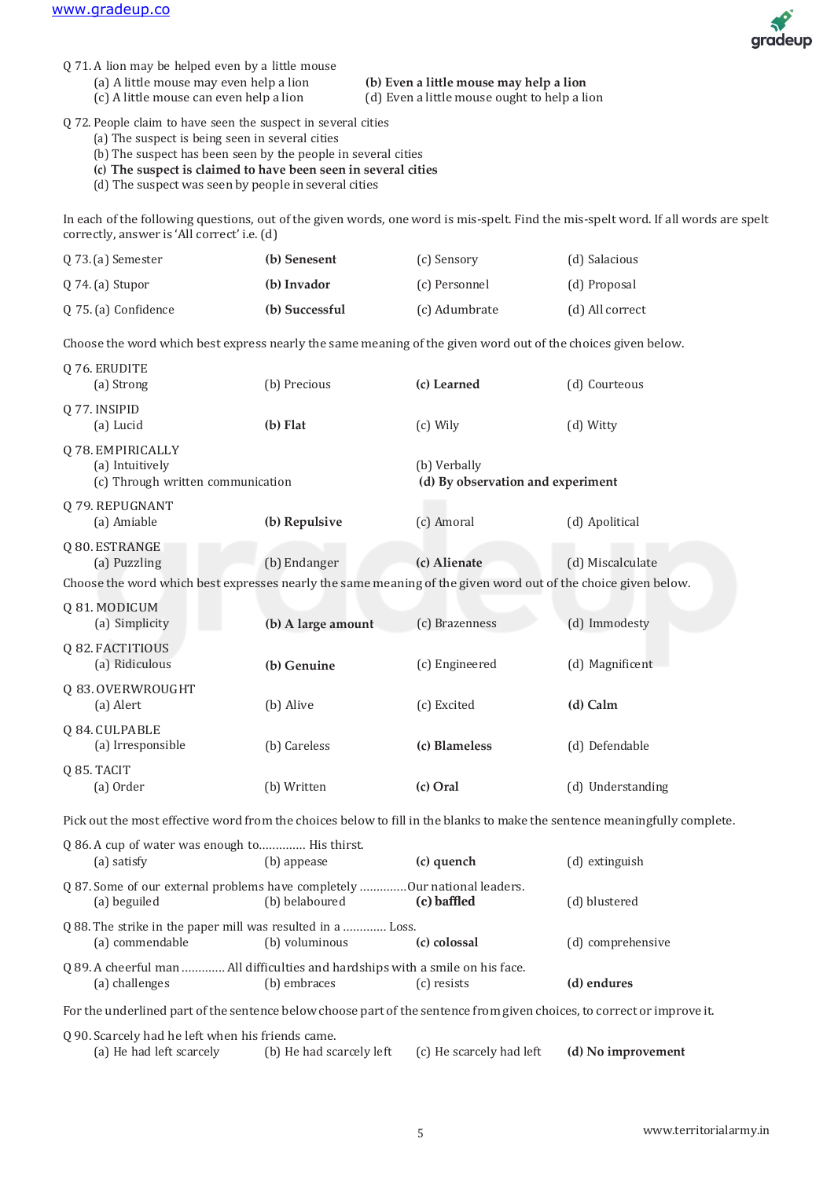Q 71. A lion may be helped even by a little mouse

(a) A little mouse may even help a lion
**(b) Even a little mouse may help a lion**
(c) A little mouse can even help a lion
(d) Even a little mouse ought to help a lion

Q 72. People claim to have seen the suspect in several cities

(a) The suspect is being seen in several cities
(b) The suspect has been seen by the people in several cities
**(c) The suspect is claimed to have been seen in several cities**
(d) The suspect was seen by people in several cities

In each of the following questions, out of the given words, one word is mis-spelt. Find the mis-spelt word. If all words are spelt correctly, answer is 'All correct' i.e. (d)

Q 73. (a) Semester **(b) Senesent** (c) Sensory (d) Salacious

Q 74. (a) Stupor **(b) Invador** (c) Personnel (d) Proposal

Q 75. (a) Confidence **(b) Successful** (c) Adumbrate (d) All correct

Choose the word which best express nearly the same meaning of the given word out of the choices given below.

Q 76. ERUDITE

(a) Strong (b) Precious **(c) Learned** (d) Courteous

Q 77. INSIPID

(a) Lucid **(b) Flat** (c) Wily (d) Witty

Q 78. EMPIRICALLY

(a) Intuitively
(b) Verbally
(c) Through written communication
**(d) By observation and experiment**

Q 79. REPUGNANT

(a) Amiable **(b) Repulsive** (c) Amoral (d) Apolitical

Q 80. ESTRANGE

(a) Puzzling (b) Endanger **(c) Alienate** (d) Miscalculate

Choose the word which best expresses nearly the same meaning of the given word out of the choice given below.

Q 81. MODICUM

(a) Simplicity **(b) A large amount** (c) Brazenness (d) Immodesty

Q 82. FACTITIOUS

(a) Ridiculous **(b) Genuine** (c) Engineered (d) Magnificent

Q 83. OVERWROUGHT

(a) Alert (b) Alive (c) Excited **(d) Calm**

Q 84. CULPABLE

(a) Irresponsible (b) Careless **(c) Blameless** (d) Defendable

Q 85. TACIT

(a) Order (b) Written **(c) Oral** (d) Understanding

Pick out the most effective word from the choices below to fill in the blanks to make the sentence meaningfully complete.

Q 86. A cup of water was enough to............. His thirst.

(a) satisfy (b) appease **(c) quench** (d) extinguish

Q 87. Some of our external problems have completely .............Our national leaders.

(a) beguiled (b) belaboured **(c) baffled** (d) blustered

Q 88. The strike in the paper mill was resulted in a ............ Loss.

(a) commendable (b) voluminous **(c) colossal** (d) comprehensive

Q 89. A cheerful man ............ All difficulties and hardships with a smile on his face.

(a) challenges (b) embraces (c) resists **(d) endures**

For the underlined part of the sentence below choose part of the sentence from given choices, to correct or improve it.

Q 90. Scarcely had he left when his friends came.

(a) He had left scarcely (b) He had scarcely left (c) He scarcely had left **(d) No improvement**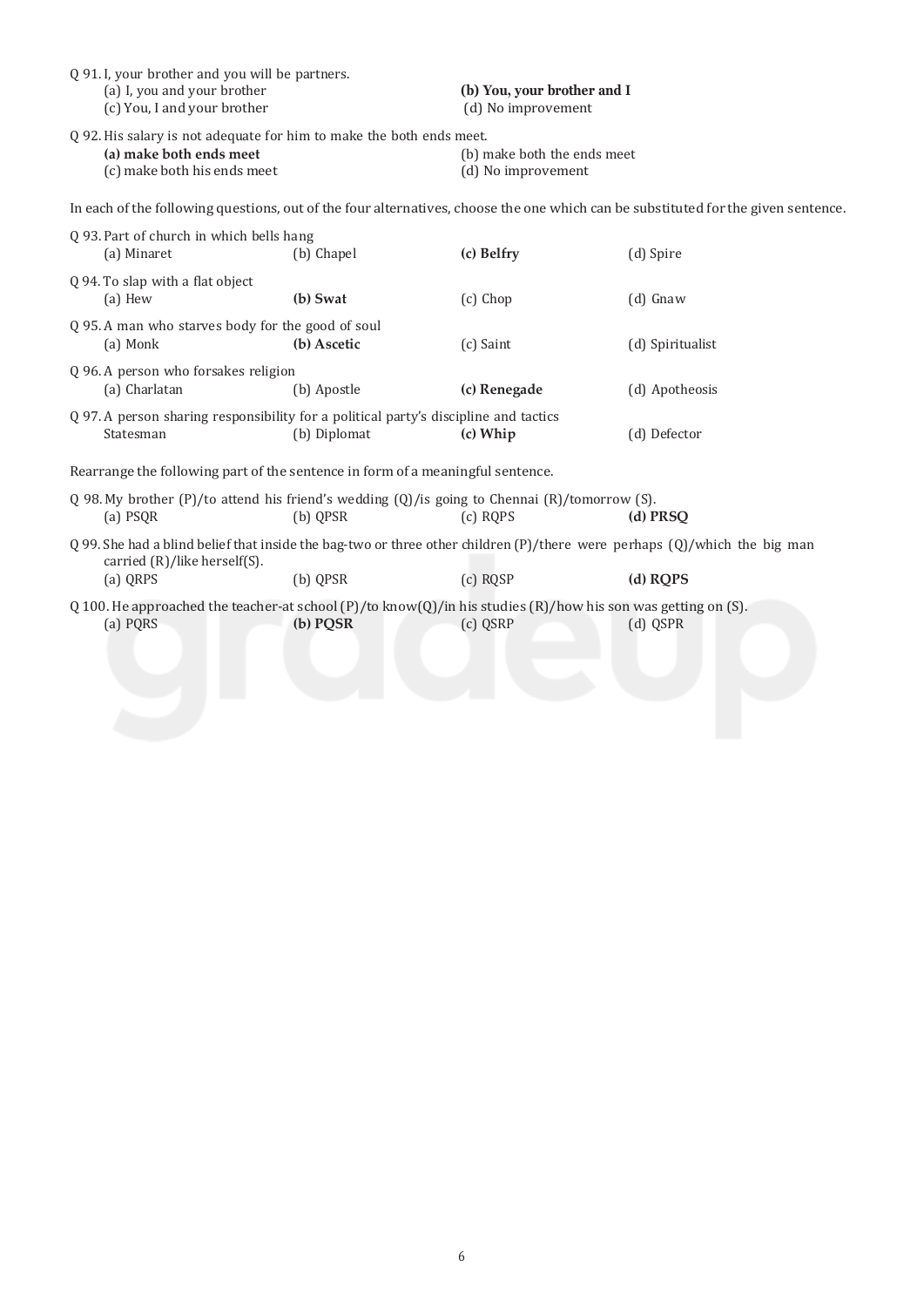Q 91. I, your brother and you will be partners.

(a) I, you and your brother
**(b) You, your brother and I**
(c) You, I and your brother
(d) No improvement

Q 92. His salary is not adequate for him to make the both ends meet.

**(a) make both ends meet**
(b) make both the ends meet
(c) make both his ends meet
(d) No improvement

In each of the following questions, out of the four alternatives, choose the one which can be substituted for the given sentence.

Q 93. Part of church in which bells hang

(a) Minaret
(b) Chapel
**(c) Belfry**
(d) Spire

Q 94. To slap with a flat object

(a) Hew
**(b) Swat**
(c) Chop
(d) Gnaw

Q 95. A man who starves body for the good of soul

(a) Monk
**(b) Ascetic**
(c) Saint
(d) Spiritualist

Q 96. A person who forsakes religion

(a) Charlatan
(b) Apostle
**(c) Renegade**
(d) Apotheosis

Q 97. A person sharing responsibility for a political party's discipline and tactics

Statesman
(b) Diplomat
**(c) Whip**
(d) Defector

Rearrange the following part of the sentence in form of a meaningful sentence.

Q 98. My brother (P)/to attend his friend's wedding (Q)/is going to Chennai (R)/tomorrow (S).

(a) PSQR
(b) QPSR
(c) RQPS
**(d) PRSQ**

Q 99. She had a blind belief that inside the bag-two or three other children (P)/there were perhaps (Q)/which the big man carried (R)/like herself(S).

(a) QRPS
(b) QPSR
(c) RQSP
**(d) RQPS**

Q 100. He approached the teacher-at school (P)/to know(Q)/in his studies (R)/how his son was getting on (S).

(a) PQRS
**(b) PQSR**
(c) QSRP
(d) QSPR